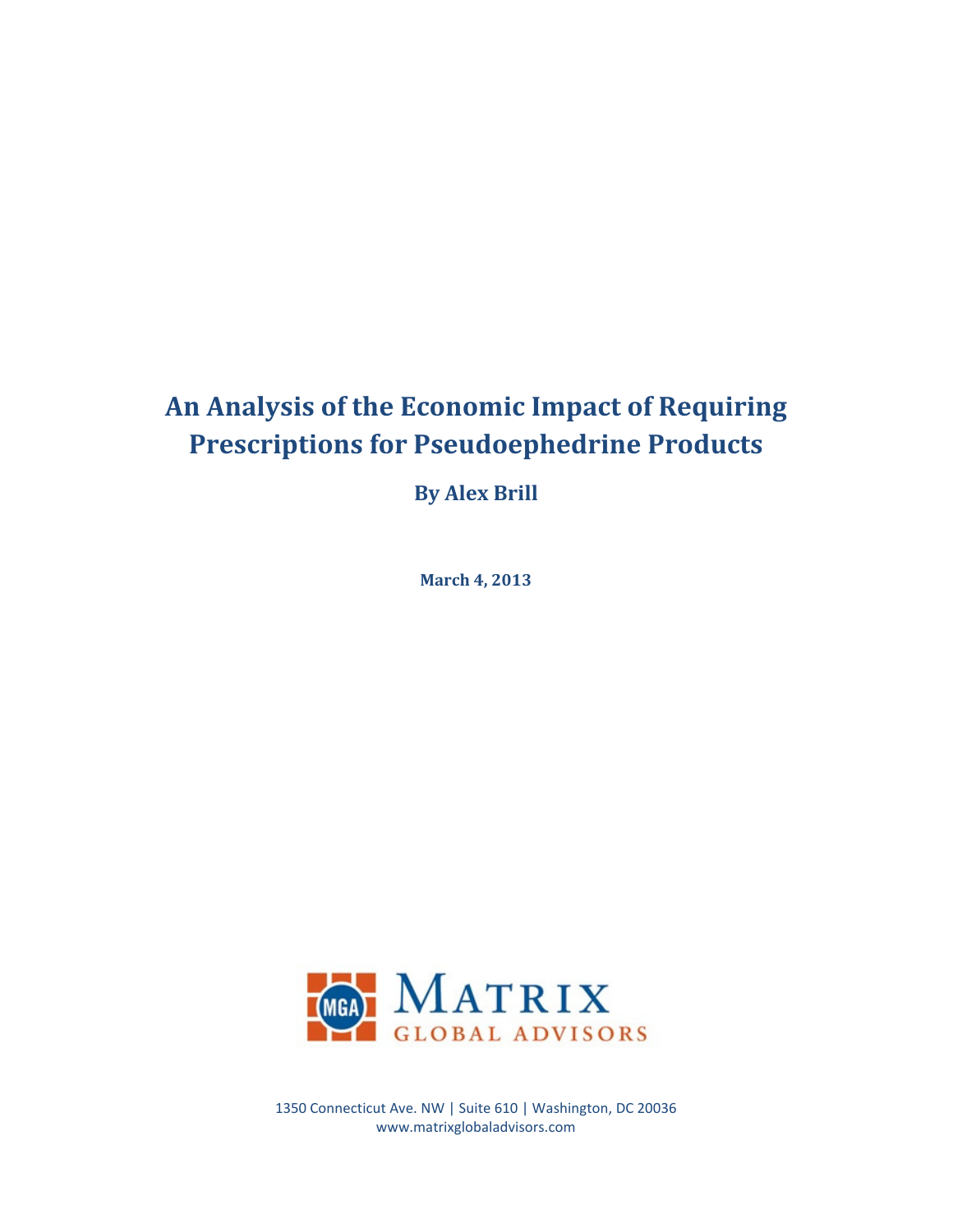# An Analysis of the Economic Impact of Requiring Prescriptions for Pseudoephedrine Products

**By Alex Brill**

**March 4, 2013**

MATRIX GLOBAL ADVISORS

1350 Connecticut Ave. NW | Suite 610 | Washington, DC 20036
www.matrixglobaladvisors.com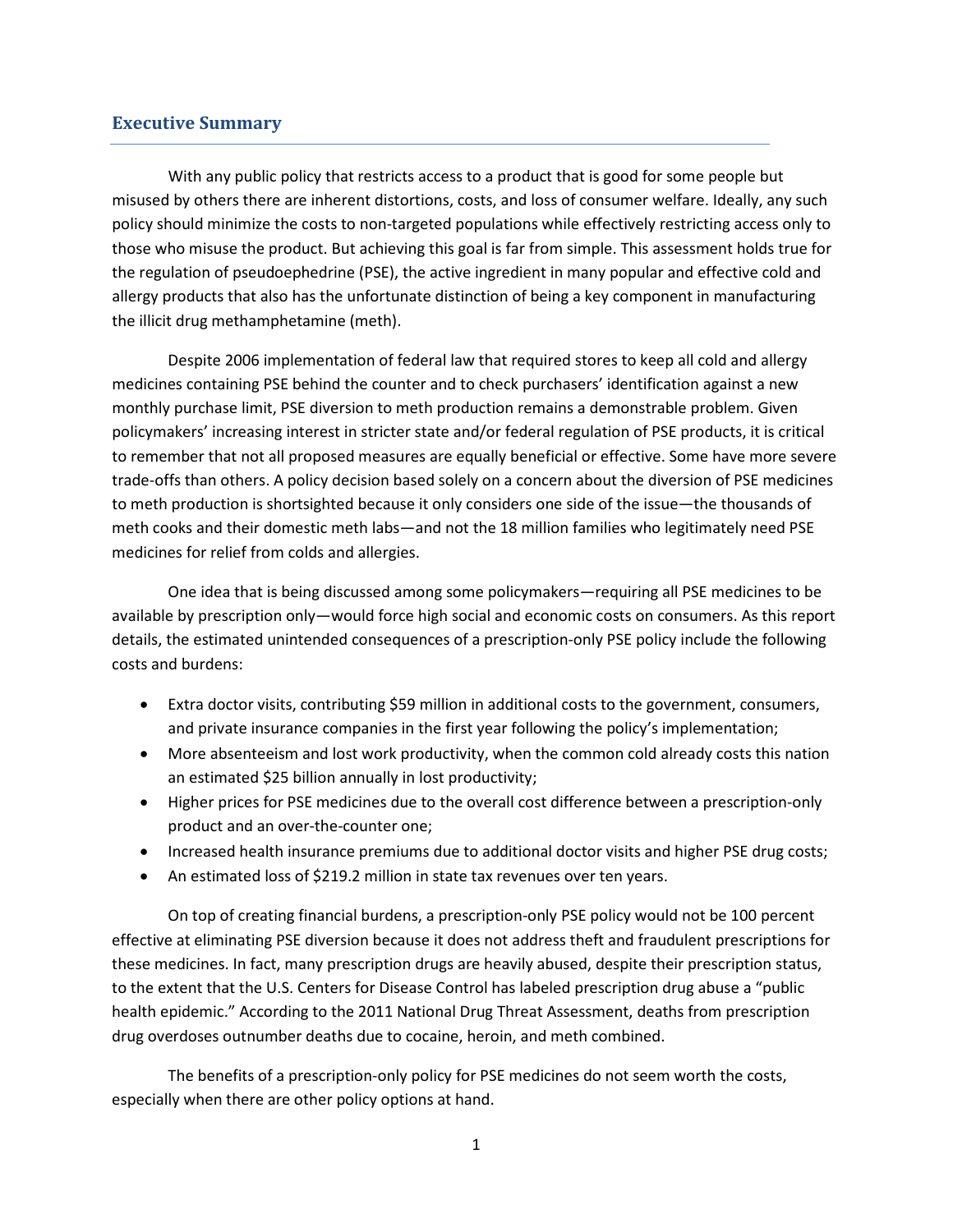## Executive Summary

With any public policy that restricts access to a product that is good for some people but misused by others there are inherent distortions, costs, and loss of consumer welfare. Ideally, any such policy should minimize the costs to non-targeted populations while effectively restricting access only to those who misuse the product. But achieving this goal is far from simple. This assessment holds true for the regulation of pseudoephedrine (PSE), the active ingredient in many popular and effective cold and allergy products that also has the unfortunate distinction of being a key component in manufacturing the illicit drug methamphetamine (meth).

Despite 2006 implementation of federal law that required stores to keep all cold and allergy medicines containing PSE behind the counter and to check purchasers' identification against a new monthly purchase limit, PSE diversion to meth production remains a demonstrable problem. Given policymakers' increasing interest in stricter state and/or federal regulation of PSE products, it is critical to remember that not all proposed measures are equally beneficial or effective. Some have more severe trade-offs than others. A policy decision based solely on a concern about the diversion of PSE medicines to meth production is shortsighted because it only considers one side of the issue—the thousands of meth cooks and their domestic meth labs—and not the 18 million families who legitimately need PSE medicines for relief from colds and allergies.

One idea that is being discussed among some policymakers—requiring all PSE medicines to be available by prescription only—would force high social and economic costs on consumers. As this report details, the estimated unintended consequences of a prescription-only PSE policy include the following costs and burdens:

- Extra doctor visits, contributing $59 million in additional costs to the government, consumers, and private insurance companies in the first year following the policy's implementation;
- More absenteeism and lost work productivity, when the common cold already costs this nation an estimated $25 billion annually in lost productivity;
- Higher prices for PSE medicines due to the overall cost difference between a prescription-only product and an over-the-counter one;
- Increased health insurance premiums due to additional doctor visits and higher PSE drug costs;
- An estimated loss of $219.2 million in state tax revenues over ten years.

On top of creating financial burdens, a prescription-only PSE policy would not be 100 percent effective at eliminating PSE diversion because it does not address theft and fraudulent prescriptions for these medicines. In fact, many prescription drugs are heavily abused, despite their prescription status, to the extent that the U.S. Centers for Disease Control has labeled prescription drug abuse a "public health epidemic." According to the 2011 National Drug Threat Assessment, deaths from prescription drug overdoses outnumber deaths due to cocaine, heroin, and meth combined.

The benefits of a prescription-only policy for PSE medicines do not seem worth the costs, especially when there are other policy options at hand.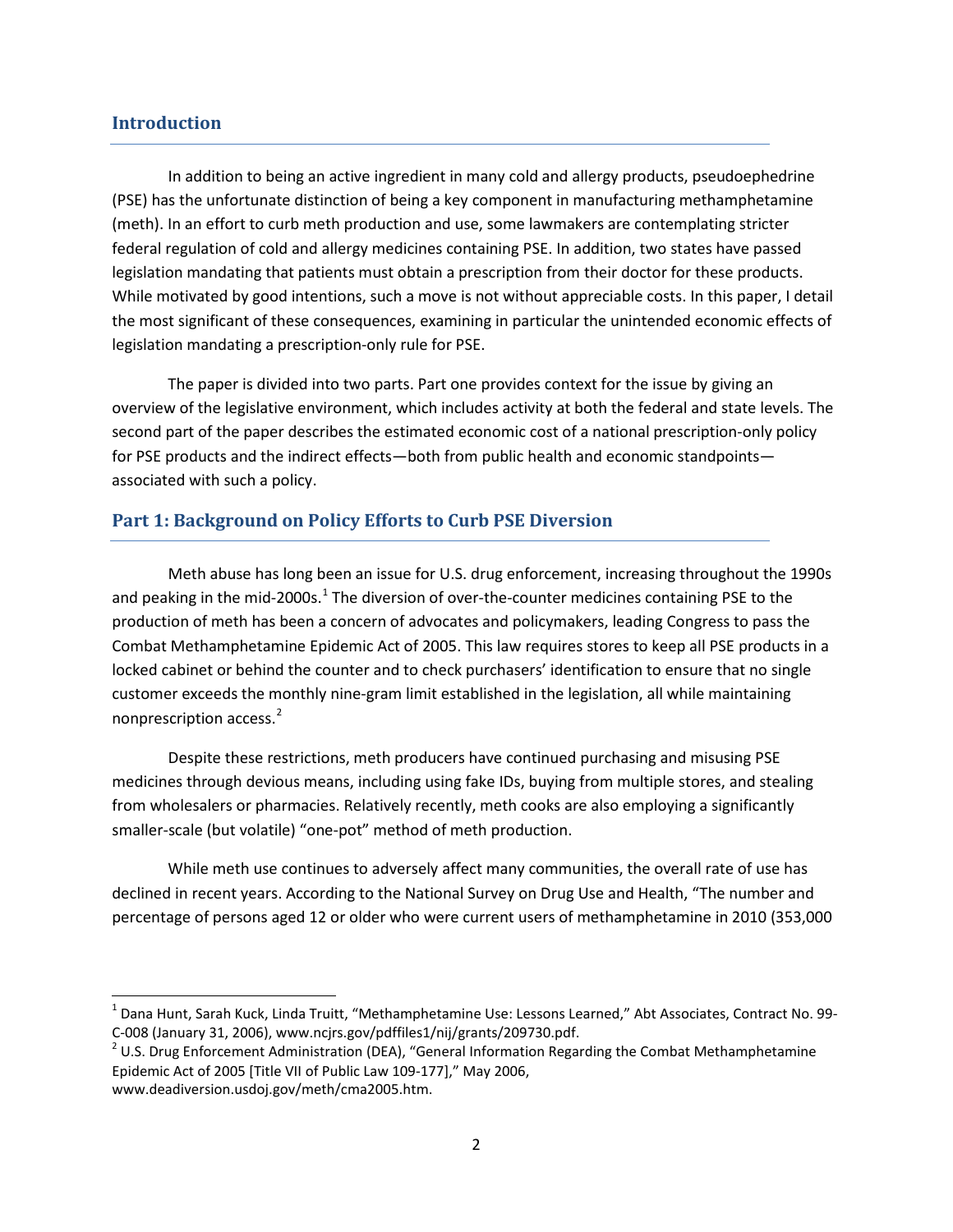## Introduction

In addition to being an active ingredient in many cold and allergy products, pseudoephedrine (PSE) has the unfortunate distinction of being a key component in manufacturing methamphetamine (meth). In an effort to curb meth production and use, some lawmakers are contemplating stricter federal regulation of cold and allergy medicines containing PSE. In addition, two states have passed legislation mandating that patients must obtain a prescription from their doctor for these products. While motivated by good intentions, such a move is not without appreciable costs. In this paper, I detail the most significant of these consequences, examining in particular the unintended economic effects of legislation mandating a prescription-only rule for PSE.

The paper is divided into two parts. Part one provides context for the issue by giving an overview of the legislative environment, which includes activity at both the federal and state levels. The second part of the paper describes the estimated economic cost of a national prescription-only policy for PSE products and the indirect effects—both from public health and economic standpoints—associated with such a policy.

## Part 1: Background on Policy Efforts to Curb PSE Diversion

Meth abuse has long been an issue for U.S. drug enforcement, increasing throughout the 1990s and peaking in the mid-2000s.[1] The diversion of over-the-counter medicines containing PSE to the production of meth has been a concern of advocates and policymakers, leading Congress to pass the Combat Methamphetamine Epidemic Act of 2005. This law requires stores to keep all PSE products in a locked cabinet or behind the counter and to check purchasers' identification to ensure that no single customer exceeds the monthly nine-gram limit established in the legislation, all while maintaining nonprescription access.[2]

Despite these restrictions, meth producers have continued purchasing and misusing PSE medicines through devious means, including using fake IDs, buying from multiple stores, and stealing from wholesalers or pharmacies. Relatively recently, meth cooks are also employing a significantly smaller-scale (but volatile) "one-pot" method of meth production.

While meth use continues to adversely affect many communities, the overall rate of use has declined in recent years. According to the National Survey on Drug Use and Health, "The number and percentage of persons aged 12 or older who were current users of methamphetamine in 2010 (353,000

---

[1] Dana Hunt, Sarah Kuck, Linda Truitt, "Methamphetamine Use: Lessons Learned," Abt Associates, Contract No. 99-C-008 (January 31, 2006), www.ncjrs.gov/pdffiles1/nij/grants/209730.pdf.

[2] U.S. Drug Enforcement Administration (DEA), "General Information Regarding the Combat Methamphetamine Epidemic Act of 2005 [Title VII of Public Law 109-177]," May 2006, www.deadiversion.usdoj.gov/meth/cma2005.htm.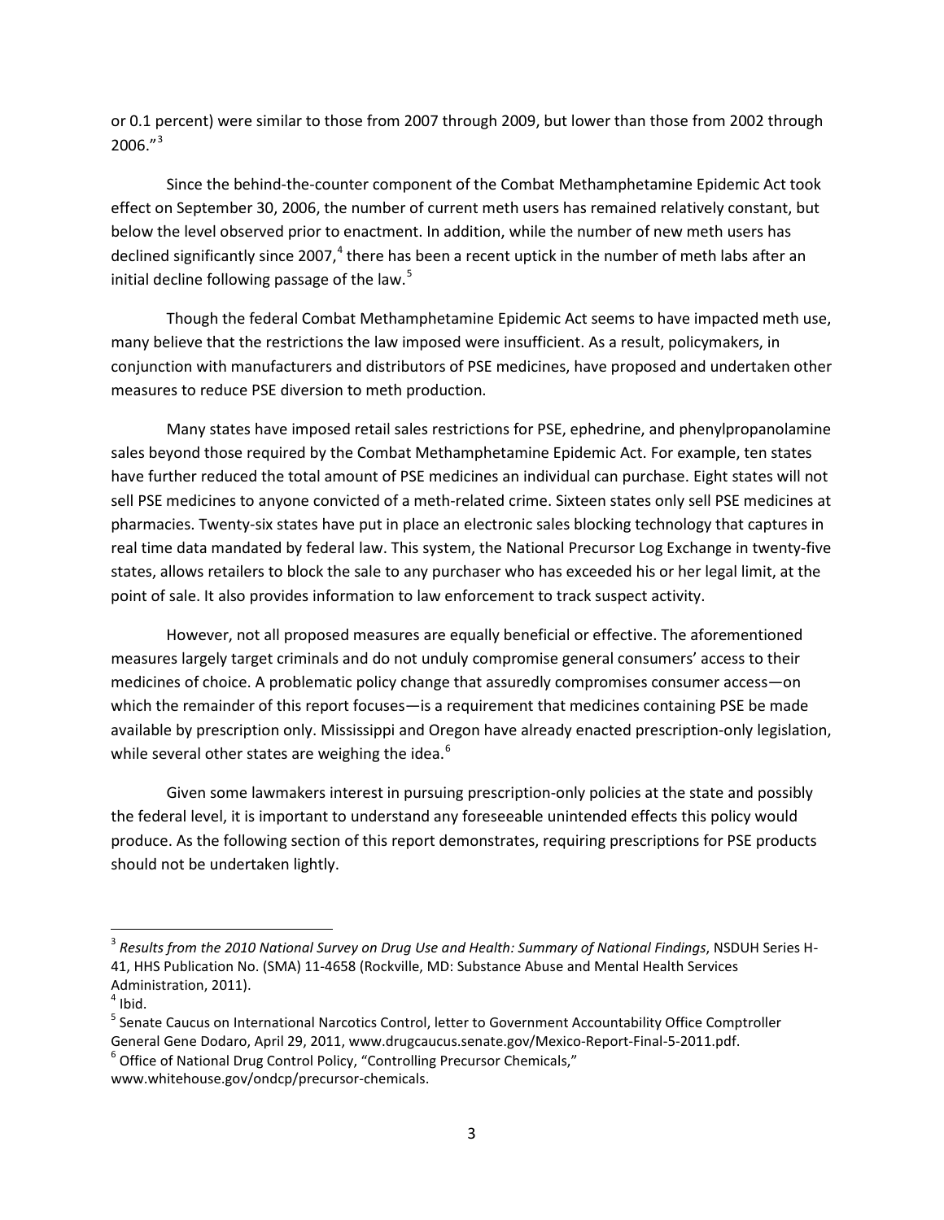or 0.1 percent) were similar to those from 2007 through 2009, but lower than those from 2002 through 2006."[3]

Since the behind-the-counter component of the Combat Methamphetamine Epidemic Act took effect on September 30, 2006, the number of current meth users has remained relatively constant, but below the level observed prior to enactment. In addition, while the number of new meth users has declined significantly since 2007,[4] there has been a recent uptick in the number of meth labs after an initial decline following passage of the law.[5]

Though the federal Combat Methamphetamine Epidemic Act seems to have impacted meth use, many believe that the restrictions the law imposed were insufficient. As a result, policymakers, in conjunction with manufacturers and distributors of PSE medicines, have proposed and undertaken other measures to reduce PSE diversion to meth production.

Many states have imposed retail sales restrictions for PSE, ephedrine, and phenylpropanolamine sales beyond those required by the Combat Methamphetamine Epidemic Act. For example, ten states have further reduced the total amount of PSE medicines an individual can purchase. Eight states will not sell PSE medicines to anyone convicted of a meth-related crime. Sixteen states only sell PSE medicines at pharmacies. Twenty-six states have put in place an electronic sales blocking technology that captures in real time data mandated by federal law. This system, the National Precursor Log Exchange in twenty-five states, allows retailers to block the sale to any purchaser who has exceeded his or her legal limit, at the point of sale. It also provides information to law enforcement to track suspect activity.

However, not all proposed measures are equally beneficial or effective. The aforementioned measures largely target criminals and do not unduly compromise general consumers' access to their medicines of choice. A problematic policy change that assuredly compromises consumer access—on which the remainder of this report focuses—is a requirement that medicines containing PSE be made available by prescription only. Mississippi and Oregon have already enacted prescription-only legislation, while several other states are weighing the idea.[6]

Given some lawmakers interest in pursuing prescription-only policies at the state and possibly the federal level, it is important to understand any foreseeable unintended effects this policy would produce. As the following section of this report demonstrates, requiring prescriptions for PSE products should not be undertaken lightly.

---

[3] *Results from the 2010 National Survey on Drug Use and Health: Summary of National Findings*, NSDUH Series H-41, HHS Publication No. (SMA) 11-4658 (Rockville, MD: Substance Abuse and Mental Health Services Administration, 2011).

[4] Ibid.

[5] Senate Caucus on International Narcotics Control, letter to Government Accountability Office Comptroller General Gene Dodaro, April 29, 2011, www.drugcaucus.senate.gov/Mexico-Report-Final-5-2011.pdf.

[6] Office of National Drug Control Policy, "Controlling Precursor Chemicals," www.whitehouse.gov/ondcp/precursor-chemicals.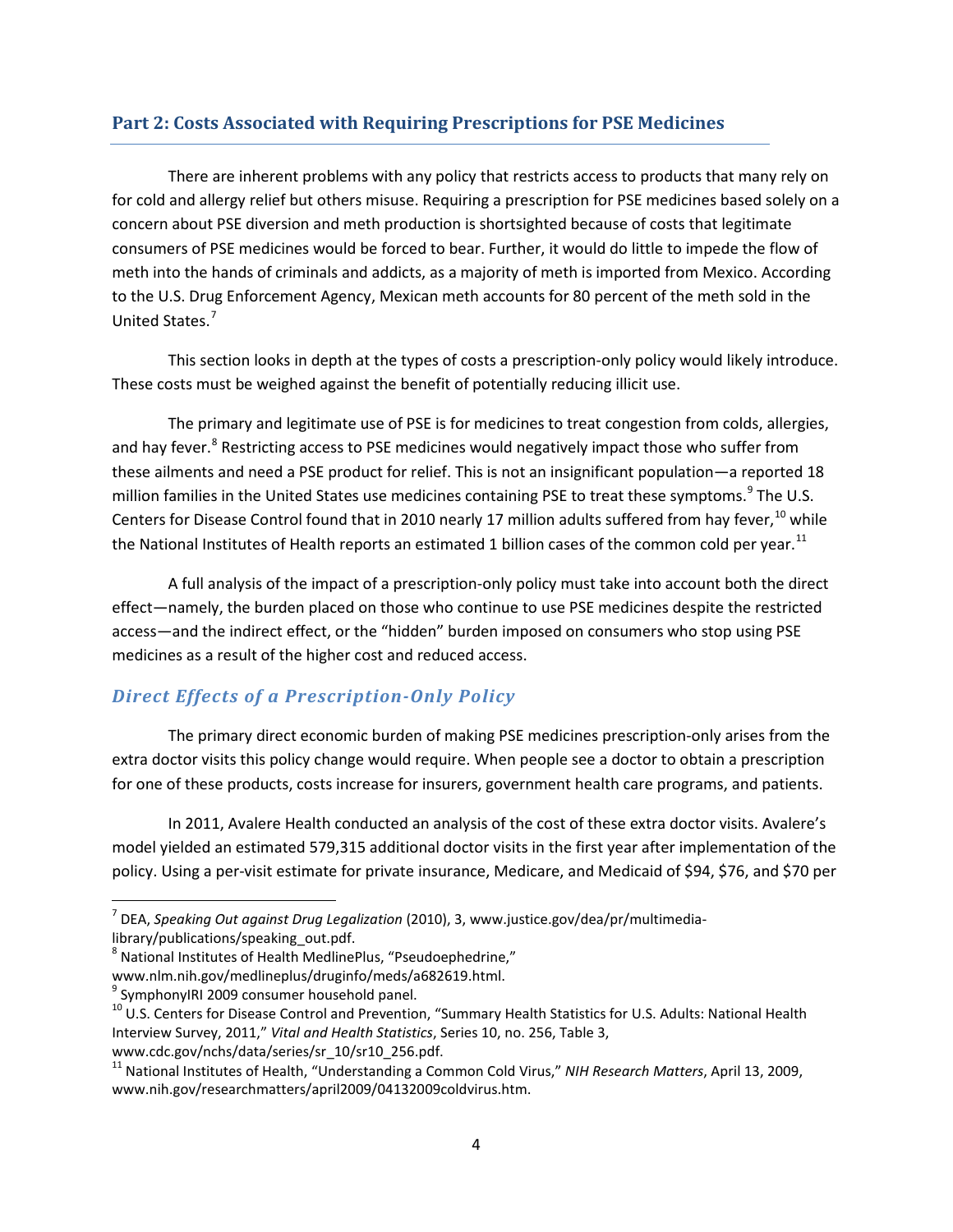## Part 2: Costs Associated with Requiring Prescriptions for PSE Medicines

There are inherent problems with any policy that restricts access to products that many rely on for cold and allergy relief but others misuse. Requiring a prescription for PSE medicines based solely on a concern about PSE diversion and meth production is shortsighted because of costs that legitimate consumers of PSE medicines would be forced to bear. Further, it would do little to impede the flow of meth into the hands of criminals and addicts, as a majority of meth is imported from Mexico. According to the U.S. Drug Enforcement Agency, Mexican meth accounts for 80 percent of the meth sold in the United States.[7]

This section looks in depth at the types of costs a prescription-only policy would likely introduce. These costs must be weighed against the benefit of potentially reducing illicit use.

The primary and legitimate use of PSE is for medicines to treat congestion from colds, allergies, and hay fever.[8] Restricting access to PSE medicines would negatively impact those who suffer from these ailments and need a PSE product for relief. This is not an insignificant population—a reported 18 million families in the United States use medicines containing PSE to treat these symptoms.[9] The U.S. Centers for Disease Control found that in 2010 nearly 17 million adults suffered from hay fever,[10] while the National Institutes of Health reports an estimated 1 billion cases of the common cold per year.[11]

A full analysis of the impact of a prescription-only policy must take into account both the direct effect—namely, the burden placed on those who continue to use PSE medicines despite the restricted access—and the indirect effect, or the "hidden" burden imposed on consumers who stop using PSE medicines as a result of the higher cost and reduced access.

### *Direct Effects of a Prescription-Only Policy*

The primary direct economic burden of making PSE medicines prescription-only arises from the extra doctor visits this policy change would require. When people see a doctor to obtain a prescription for one of these products, costs increase for insurers, government health care programs, and patients.

In 2011, Avalere Health conducted an analysis of the cost of these extra doctor visits. Avalere's model yielded an estimated 579,315 additional doctor visits in the first year after implementation of the policy. Using a per-visit estimate for private insurance, Medicare, and Medicaid of $94, $76, and $70 per

---

[7] DEA, *Speaking Out against Drug Legalization* (2010), 3, www.justice.gov/dea/pr/multimedia-library/publications/speaking_out.pdf.

[8] National Institutes of Health MedlinePlus, "Pseudoephedrine," www.nlm.nih.gov/medlineplus/druginfo/meds/a682619.html.

[9] SymphonyIRI 2009 consumer household panel.

[10] U.S. Centers for Disease Control and Prevention, "Summary Health Statistics for U.S. Adults: National Health Interview Survey, 2011," *Vital and Health Statistics*, Series 10, no. 256, Table 3, www.cdc.gov/nchs/data/series/sr_10/sr10_256.pdf.

[11] National Institutes of Health, "Understanding a Common Cold Virus," *NIH Research Matters*, April 13, 2009, www.nih.gov/researchmatters/april2009/04132009coldvirus.htm.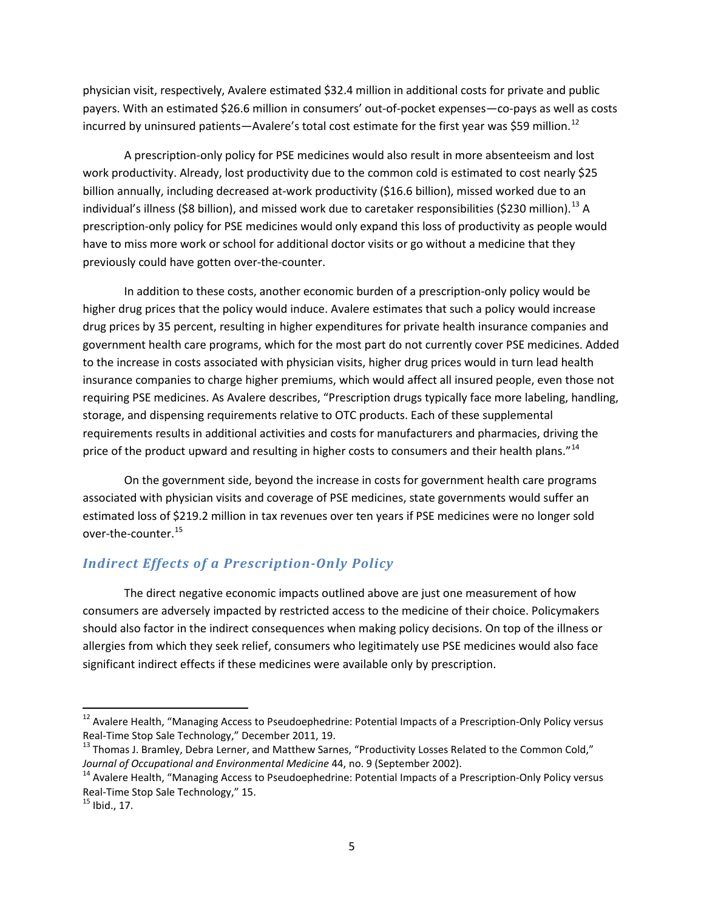physician visit, respectively, Avalere estimated $32.4 million in additional costs for private and public payers. With an estimated $26.6 million in consumers' out-of-pocket expenses—co-pays as well as costs incurred by uninsured patients—Avalere's total cost estimate for the first year was $59 million.[12]

A prescription-only policy for PSE medicines would also result in more absenteeism and lost work productivity. Already, lost productivity due to the common cold is estimated to cost nearly $25 billion annually, including decreased at-work productivity ($16.6 billion), missed worked due to an individual's illness ($8 billion), and missed work due to caretaker responsibilities ($230 million).[13] A prescription-only policy for PSE medicines would only expand this loss of productivity as people would have to miss more work or school for additional doctor visits or go without a medicine that they previously could have gotten over-the-counter.

In addition to these costs, another economic burden of a prescription-only policy would be higher drug prices that the policy would induce. Avalere estimates that such a policy would increase drug prices by 35 percent, resulting in higher expenditures for private health insurance companies and government health care programs, which for the most part do not currently cover PSE medicines. Added to the increase in costs associated with physician visits, higher drug prices would in turn lead health insurance companies to charge higher premiums, which would affect all insured people, even those not requiring PSE medicines. As Avalere describes, "Prescription drugs typically face more labeling, handling, storage, and dispensing requirements relative to OTC products. Each of these supplemental requirements results in additional activities and costs for manufacturers and pharmacies, driving the price of the product upward and resulting in higher costs to consumers and their health plans."[14]

On the government side, beyond the increase in costs for government health care programs associated with physician visits and coverage of PSE medicines, state governments would suffer an estimated loss of $219.2 million in tax revenues over ten years if PSE medicines were no longer sold over-the-counter.[15]

## *Indirect Effects of a Prescription-Only Policy*

The direct negative economic impacts outlined above are just one measurement of how consumers are adversely impacted by restricted access to the medicine of their choice. Policymakers should also factor in the indirect consequences when making policy decisions. On top of the illness or allergies from which they seek relief, consumers who legitimately use PSE medicines would also face significant indirect effects if these medicines were available only by prescription.

---

[12] Avalere Health, "Managing Access to Pseudoephedrine: Potential Impacts of a Prescription-Only Policy versus Real-Time Stop Sale Technology," December 2011, 19.

[13] Thomas J. Bramley, Debra Lerner, and Matthew Sarnes, "Productivity Losses Related to the Common Cold," *Journal of Occupational and Environmental Medicine* 44, no. 9 (September 2002).

[14] Avalere Health, "Managing Access to Pseudoephedrine: Potential Impacts of a Prescription-Only Policy versus Real-Time Stop Sale Technology," 15.

[15] Ibid., 17.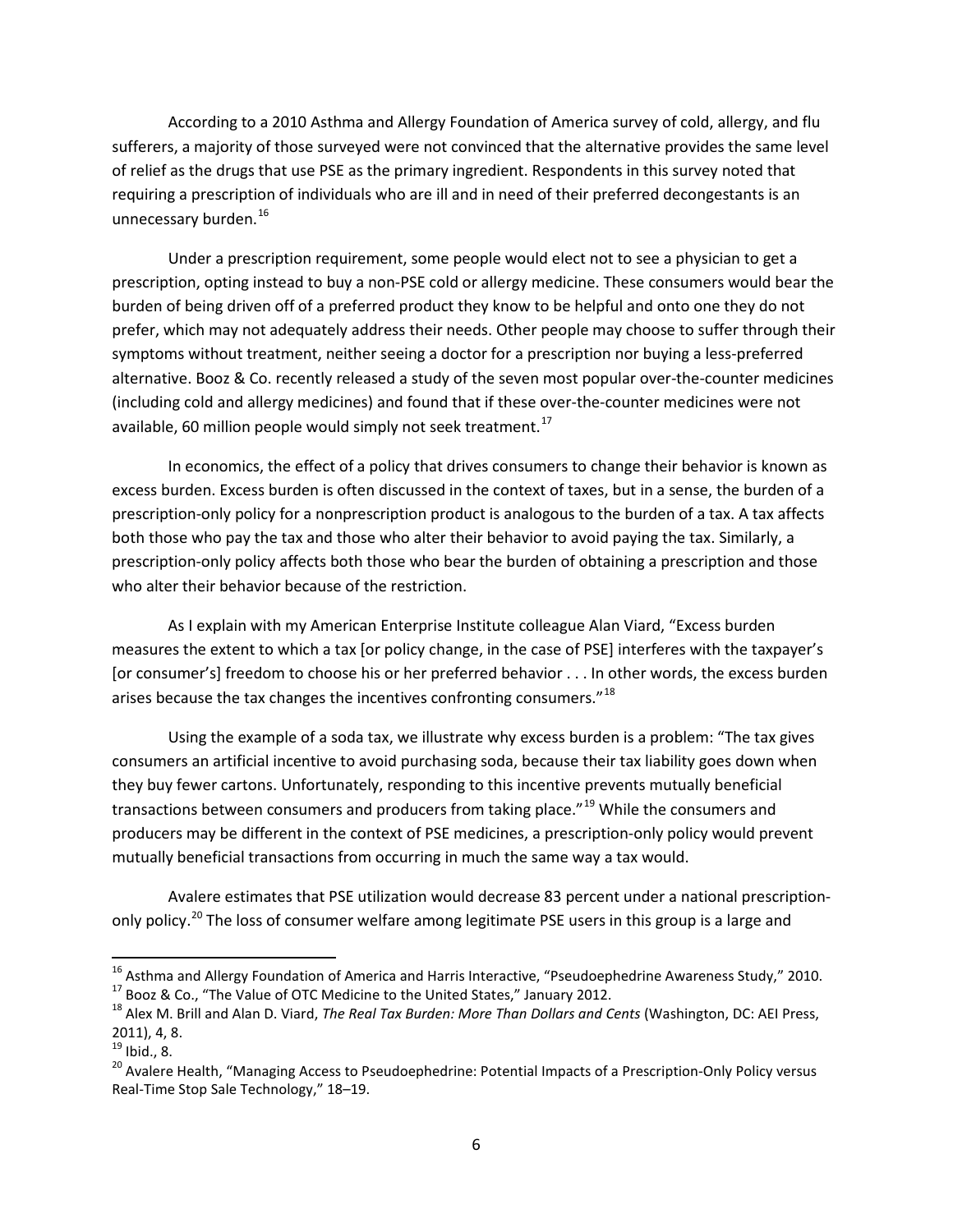According to a 2010 Asthma and Allergy Foundation of America survey of cold, allergy, and flu sufferers, a majority of those surveyed were not convinced that the alternative provides the same level of relief as the drugs that use PSE as the primary ingredient. Respondents in this survey noted that requiring a prescription of individuals who are ill and in need of their preferred decongestants is an unnecessary burden.[16]

Under a prescription requirement, some people would elect not to see a physician to get a prescription, opting instead to buy a non-PSE cold or allergy medicine. These consumers would bear the burden of being driven off of a preferred product they know to be helpful and onto one they do not prefer, which may not adequately address their needs. Other people may choose to suffer through their symptoms without treatment, neither seeing a doctor for a prescription nor buying a less-preferred alternative. Booz & Co. recently released a study of the seven most popular over-the-counter medicines (including cold and allergy medicines) and found that if these over-the-counter medicines were not available, 60 million people would simply not seek treatment.[17]

In economics, the effect of a policy that drives consumers to change their behavior is known as excess burden. Excess burden is often discussed in the context of taxes, but in a sense, the burden of a prescription-only policy for a nonprescription product is analogous to the burden of a tax. A tax affects both those who pay the tax and those who alter their behavior to avoid paying the tax. Similarly, a prescription-only policy affects both those who bear the burden of obtaining a prescription and those who alter their behavior because of the restriction.

As I explain with my American Enterprise Institute colleague Alan Viard, "Excess burden measures the extent to which a tax [or policy change, in the case of PSE] interferes with the taxpayer's [or consumer's] freedom to choose his or her preferred behavior . . . In other words, the excess burden arises because the tax changes the incentives confronting consumers."[18]

Using the example of a soda tax, we illustrate why excess burden is a problem: "The tax gives consumers an artificial incentive to avoid purchasing soda, because their tax liability goes down when they buy fewer cartons. Unfortunately, responding to this incentive prevents mutually beneficial transactions between consumers and producers from taking place."[19] While the consumers and producers may be different in the context of PSE medicines, a prescription-only policy would prevent mutually beneficial transactions from occurring in much the same way a tax would.

Avalere estimates that PSE utilization would decrease 83 percent under a national prescription-only policy.[20] The loss of consumer welfare among legitimate PSE users in this group is a large and

---

[16] Asthma and Allergy Foundation of America and Harris Interactive, "Pseudoephedrine Awareness Study," 2010.

[17] Booz & Co., "The Value of OTC Medicine to the United States," January 2012.

[18] Alex M. Brill and Alan D. Viard, *The Real Tax Burden: More Than Dollars and Cents* (Washington, DC: AEI Press, 2011), 4, 8.

[19] Ibid., 8.

[20] Avalere Health, "Managing Access to Pseudoephedrine: Potential Impacts of a Prescription-Only Policy versus Real-Time Stop Sale Technology," 18–19.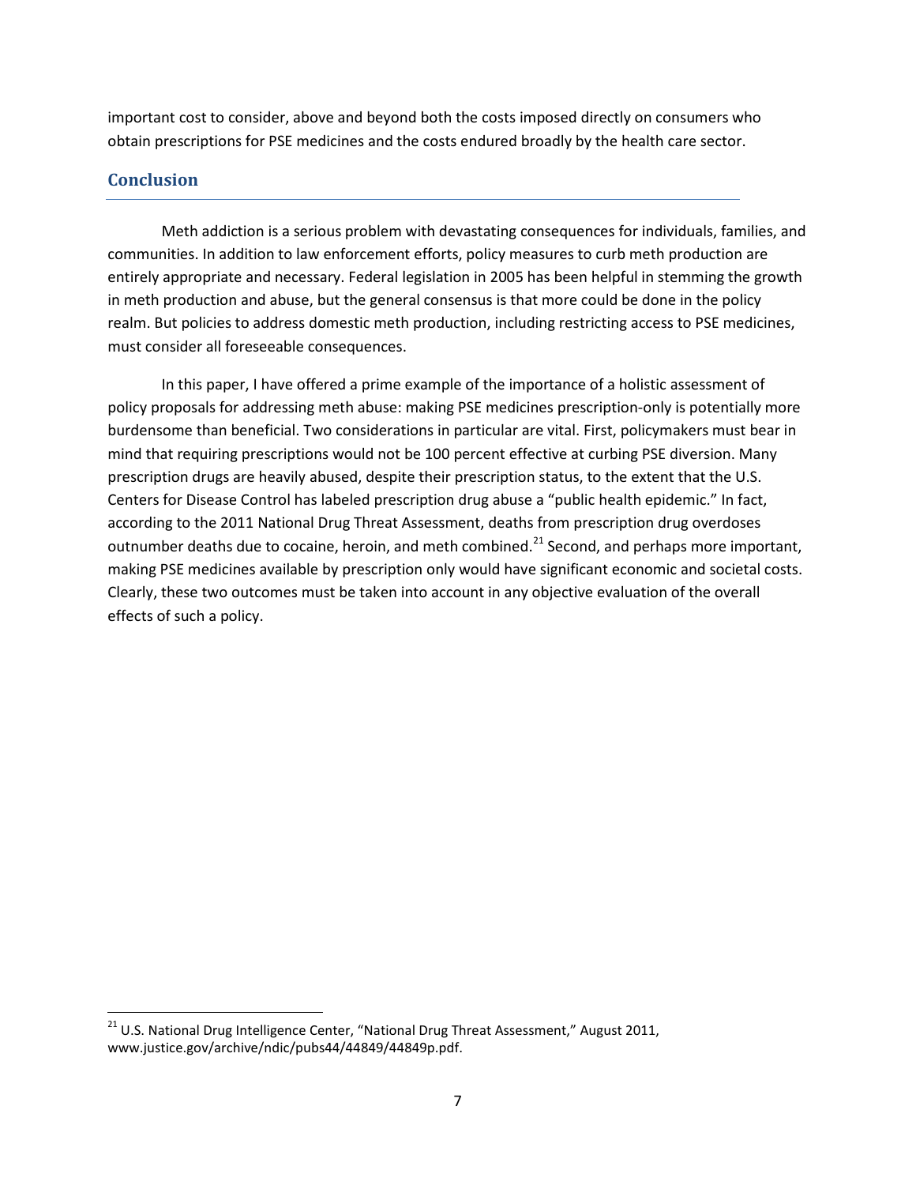important cost to consider, above and beyond both the costs imposed directly on consumers who obtain prescriptions for PSE medicines and the costs endured broadly by the health care sector.

## Conclusion

Meth addiction is a serious problem with devastating consequences for individuals, families, and communities. In addition to law enforcement efforts, policy measures to curb meth production are entirely appropriate and necessary. Federal legislation in 2005 has been helpful in stemming the growth in meth production and abuse, but the general consensus is that more could be done in the policy realm. But policies to address domestic meth production, including restricting access to PSE medicines, must consider all foreseeable consequences.

In this paper, I have offered a prime example of the importance of a holistic assessment of policy proposals for addressing meth abuse: making PSE medicines prescription-only is potentially more burdensome than beneficial. Two considerations in particular are vital. First, policymakers must bear in mind that requiring prescriptions would not be 100 percent effective at curbing PSE diversion. Many prescription drugs are heavily abused, despite their prescription status, to the extent that the U.S. Centers for Disease Control has labeled prescription drug abuse a "public health epidemic." In fact, according to the 2011 National Drug Threat Assessment, deaths from prescription drug overdoses outnumber deaths due to cocaine, heroin, and meth combined.[21] Second, and perhaps more important, making PSE medicines available by prescription only would have significant economic and societal costs. Clearly, these two outcomes must be taken into account in any objective evaluation of the overall effects of such a policy.

[21] U.S. National Drug Intelligence Center, "National Drug Threat Assessment," August 2011, www.justice.gov/archive/ndic/pubs44/44849/44849p.pdf.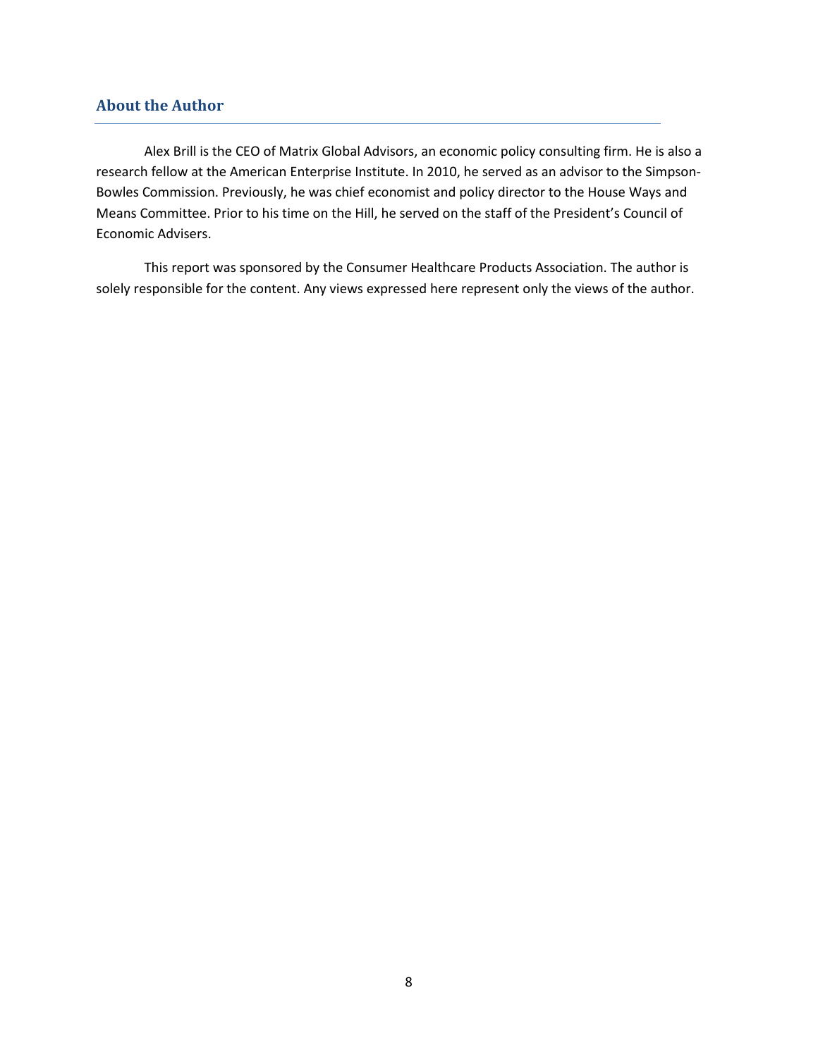## About the Author

Alex Brill is the CEO of Matrix Global Advisors, an economic policy consulting firm. He is also a research fellow at the American Enterprise Institute. In 2010, he served as an advisor to the Simpson-Bowles Commission. Previously, he was chief economist and policy director to the House Ways and Means Committee. Prior to his time on the Hill, he served on the staff of the President's Council of Economic Advisers.

This report was sponsored by the Consumer Healthcare Products Association. The author is solely responsible for the content. Any views expressed here represent only the views of the author.